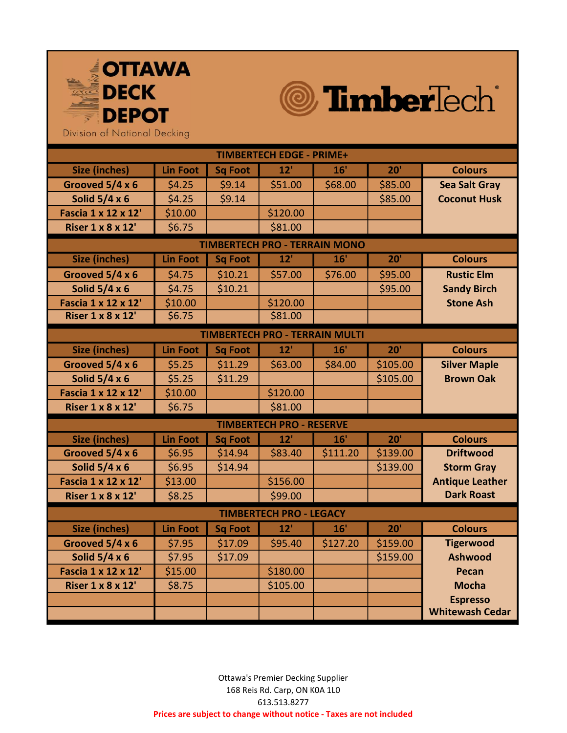# OTTAWA DECK DEPOT

Division of National Decking

**TimberTech®**

## TIMBERTECH EDGE - PRIME+

| Size (inches) | Lin Foot | Sq Foot | 12' | 16' | 20' | Colours |
|---|---|---|---|---|---|---|
| Grooved 5/4 x 6 | $4.25 | $9.14 | $51.00 | $68.00 | $85.00 | Sea Salt Gray |
| Solid 5/4 x 6 | $4.25 | $9.14 | | | $85.00 | Coconut Husk |
| Fascia 1 x 12 x 12' | $10.00 | | $120.00 | | | |
| Riser 1 x 8 x 12' | $6.75 | | $81.00 | | | |

## TIMBERTECH PRO - TERRAIN MONO

| Size (inches) | Lin Foot | Sq Foot | 12' | 16' | 20' | Colours |
|---|---|---|---|---|---|---|
| Grooved 5/4 x 6 | $4.75 | $10.21 | $57.00 | $76.00 | $95.00 | Rustic Elm |
| Solid 5/4 x 6 | $4.75 | $10.21 | | | $95.00 | Sandy Birch |
| Fascia 1 x 12 x 12' | $10.00 | | $120.00 | | | Stone Ash |
| Riser 1 x 8 x 12' | $6.75 | | $81.00 | | | |

## TIMBERTECH PRO - TERRAIN MULTI

| Size (inches) | Lin Foot | Sq Foot | 12' | 16' | 20' | Colours |
|---|---|---|---|---|---|---|
| Grooved 5/4 x 6 | $5.25 | $11.29 | $63.00 | $84.00 | $105.00 | Silver Maple |
| Solid 5/4 x 6 | $5.25 | $11.29 | | | $105.00 | Brown Oak |
| Fascia 1 x 12 x 12' | $10.00 | | $120.00 | | | |
| Riser 1 x 8 x 12' | $6.75 | | $81.00 | | | |

## TIMBERTECH PRO - RESERVE

| Size (inches) | Lin Foot | Sq Foot | 12' | 16' | 20' | Colours |
|---|---|---|---|---|---|---|
| Grooved 5/4 x 6 | $6.95 | $14.94 | $83.40 | $111.20 | $139.00 | Driftwood |
| Solid 5/4 x 6 | $6.95 | $14.94 | | | $139.00 | Storm Gray |
| Fascia 1 x 12 x 12' | $13.00 | | $156.00 | | | Antique Leather |
| Riser 1 x 8 x 12' | $8.25 | | $99.00 | | | Dark Roast |

## TIMBERTECH PRO - LEGACY

| Size (inches) | Lin Foot | Sq Foot | 12' | 16' | 20' | Colours |
|---|---|---|---|---|---|---|
| Grooved 5/4 x 6 | $7.95 | $17.09 | $95.40 | $127.20 | $159.00 | Tigerwood |
| Solid 5/4 x 6 | $7.95 | $17.09 | | | $159.00 | Ashwood |
| Fascia 1 x 12 x 12' | $15.00 | | $180.00 | | | Pecan |
| Riser 1 x 8 x 12' | $8.75 | | $105.00 | | | Mocha |
| | | | | | | Espresso |
| | | | | | | Whitewash Cedar |

Ottawa's Premier Decking Supplier
168 Reis Rd. Carp, ON K0A 1L0
613.513.8277

**Prices are subject to change without notice - Taxes are not included**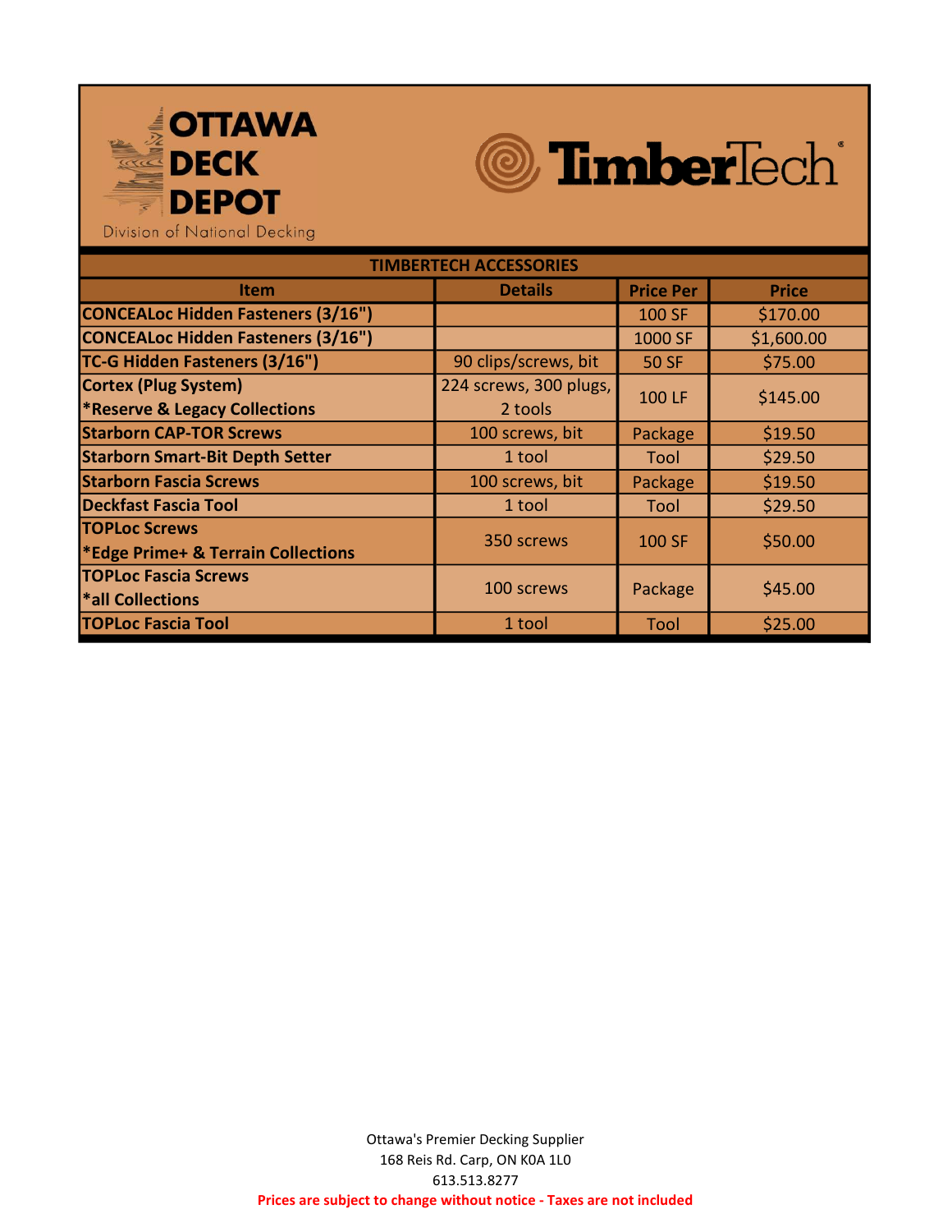**OTTAWA DECK DEPOT**
Division of National Decking

**TimberTech**

| TIMBERTECH ACCESSORIES | | | |
|---|---|---|---|
| **Item** | **Details** | **Price Per** | **Price** |
| **CONCEALoc Hidden Fasteners (3/16")** | | 100 SF | $170.00 |
| **CONCEALoc Hidden Fasteners (3/16")** | | 1000 SF | $1,600.00 |
| **TC-G Hidden Fasteners (3/16")** | 90 clips/screws, bit | 50 SF | $75.00 |
| **Cortex (Plug System)** **\*Reserve & Legacy Collections** | 224 screws, 300 plugs, 2 tools | 100 LF | $145.00 |
| **Starborn CAP-TOR Screws** | 100 screws, bit | Package | $19.50 |
| **Starborn Smart-Bit Depth Setter** | 1 tool | Tool | $29.50 |
| **Starborn Fascia Screws** | 100 screws, bit | Package | $19.50 |
| **Deckfast Fascia Tool** | 1 tool | Tool | $29.50 |
| **TOPLoc Screws** **\*Edge Prime+ & Terrain Collections** | 350 screws | 100 SF | $50.00 |
| **TOPLoc Fascia Screws** **\*all Collections** | 100 screws | Package | $45.00 |
| **TOPLoc Fascia Tool** | 1 tool | Tool | $25.00 |

Ottawa's Premier Decking Supplier
168 Reis Rd. Carp, ON K0A 1L0
613.513.8277

**Prices are subject to change without notice - Taxes are not included**